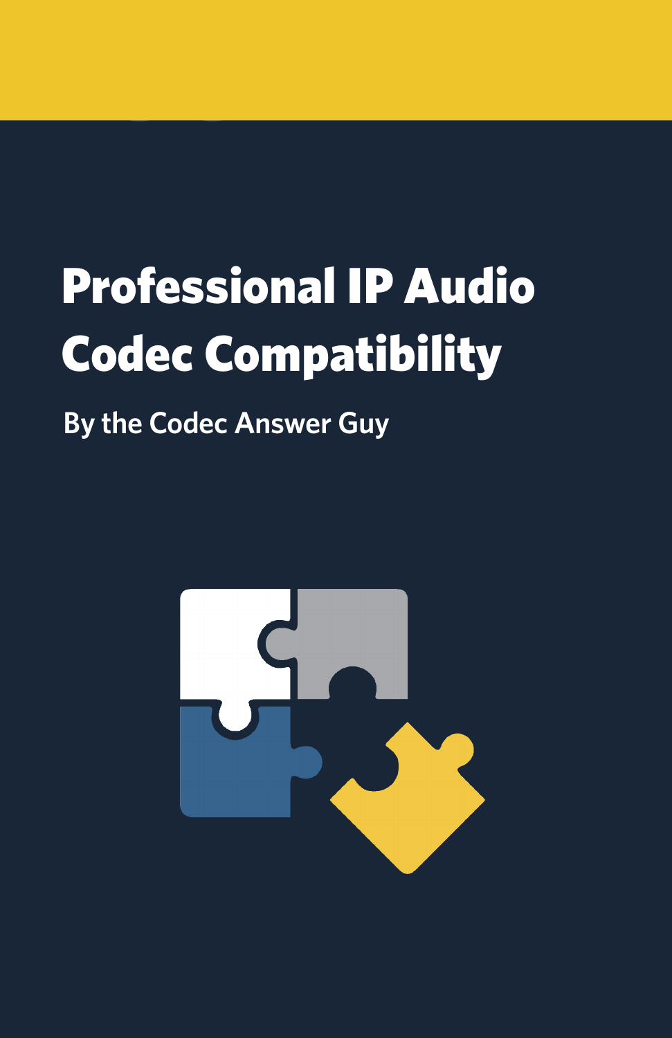# Professional IP Audio Codec Compatibility

**By the Codec Answer Guy**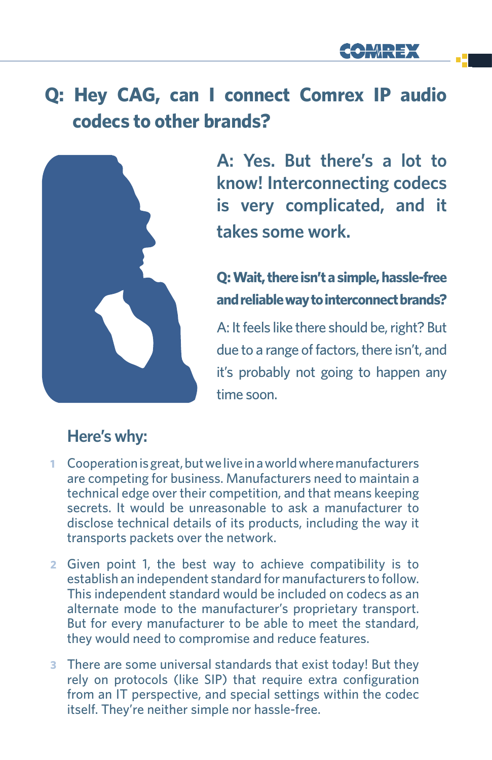## Q: Hey CAG, can I connect Comrex IP audio codecs to other brands?

**A: Yes. But there's a lot to know! Interconnecting codecs is very complicated, and it takes some work.**

**Q: Wait, there isn't a simple, hassle-free and reliable way to interconnect brands?**

A: It feels like there should be, right? But due to a range of factors, there isn't, and it's probably not going to happen any time soon.

### Here's why:

1. Cooperation is great, but we live in a world where manufacturers are competing for business. Manufacturers need to maintain a technical edge over their competition, and that means keeping secrets. It would be unreasonable to ask a manufacturer to disclose technical details of its products, including the way it transports packets over the network.
2. Given point 1, the best way to achieve compatibility is to establish an independent standard for manufacturers to follow. This independent standard would be included on codecs as an alternate mode to the manufacturer's proprietary transport. But for every manufacturer to be able to meet the standard, they would need to compromise and reduce features.
3. There are some universal standards that exist today! But they rely on protocols (like SIP) that require extra configuration from an IT perspective, and special settings within the codec itself. They're neither simple nor hassle-free.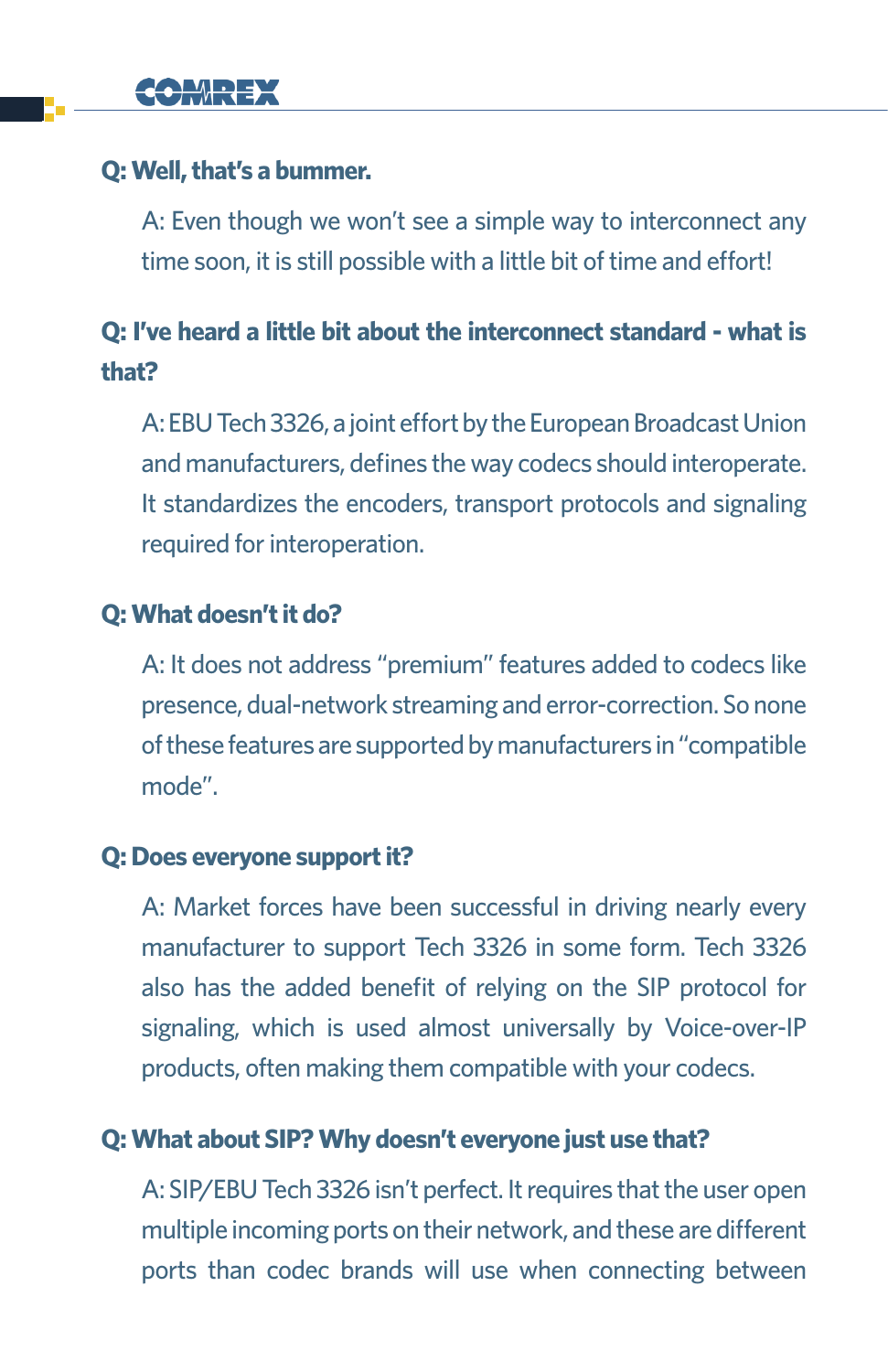**Q: Well, that's a bummer.**

A: Even though we won't see a simple way to interconnect any time soon, it is still possible with a little bit of time and effort!

**Q: I've heard a little bit about the interconnect standard - what is that?**

A: EBU Tech 3326, a joint effort by the European Broadcast Union and manufacturers, defines the way codecs should interoperate. It standardizes the encoders, transport protocols and signaling required for interoperation.

**Q: What doesn't it do?**

A: It does not address "premium" features added to codecs like presence, dual-network streaming and error-correction. So none of these features are supported by manufacturers in "compatible mode".

**Q: Does everyone support it?**

A: Market forces have been successful in driving nearly every manufacturer to support Tech 3326 in some form. Tech 3326 also has the added benefit of relying on the SIP protocol for signaling, which is used almost universally by Voice-over-IP products, often making them compatible with your codecs.

**Q: What about SIP? Why doesn't everyone just use that?**

A: SIP/EBU Tech 3326 isn't perfect. It requires that the user open multiple incoming ports on their network, and these are different ports than codec brands will use when connecting between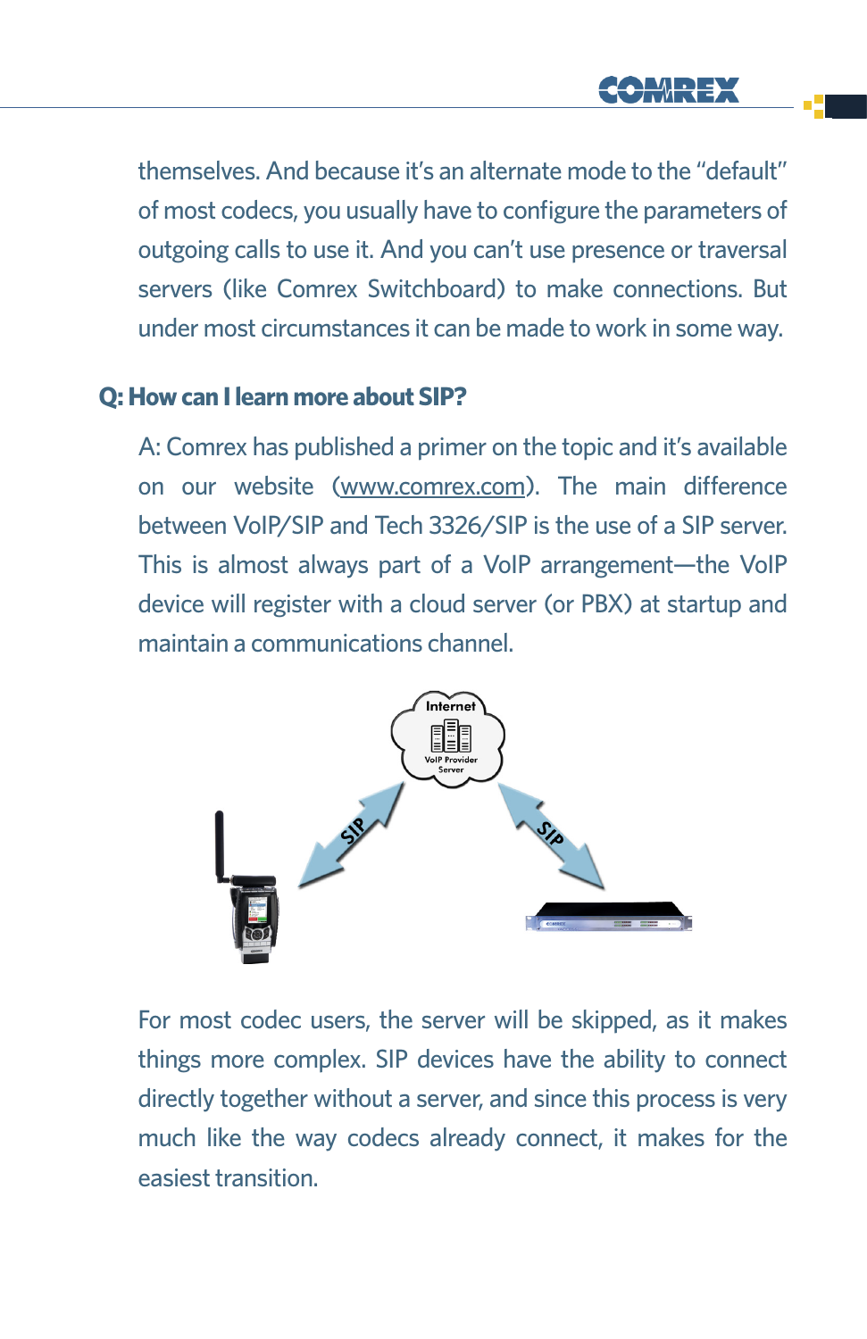themselves. And because it's an alternate mode to the "default" of most codecs, you usually have to configure the parameters of outgoing calls to use it. And you can't use presence or traversal servers (like Comrex Switchboard) to make connections. But under most circumstances it can be made to work in some way.

## Q: How can I learn more about SIP?

A: Comrex has published a primer on the topic and it's available on our website (www.comrex.com). The main difference between VoIP/SIP and Tech 3326/SIP is the use of a SIP server. This is almost always part of a VoIP arrangement—the VoIP device will register with a cloud server (or PBX) at startup and maintain a communications channel.

For most codec users, the server will be skipped, as it makes things more complex. SIP devices have the ability to connect directly together without a server, and since this process is very much like the way codecs already connect, it makes for the easiest transition.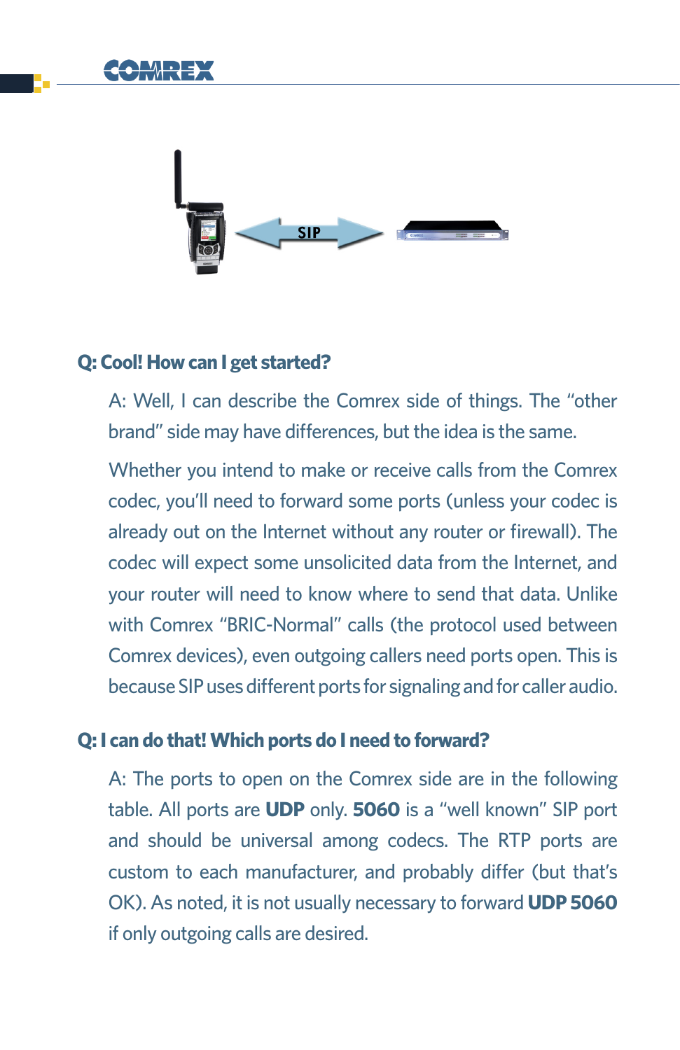**Q: Cool! How can I get started?**

A: Well, I can describe the Comrex side of things. The "other brand" side may have differences, but the idea is the same.

Whether you intend to make or receive calls from the Comrex codec, you'll need to forward some ports (unless your codec is already out on the Internet without any router or firewall). The codec will expect some unsolicited data from the Internet, and your router will need to know where to send that data. Unlike with Comrex "BRIC-Normal" calls (the protocol used between Comrex devices), even outgoing callers need ports open. This is because SIP uses different ports for signaling and for caller audio.

**Q: I can do that! Which ports do I need to forward?**

A: The ports to open on the Comrex side are in the following table. All ports are **UDP** only. **5060** is a "well known" SIP port and should be universal among codecs. The RTP ports are custom to each manufacturer, and probably differ (but that's OK). As noted, it is not usually necessary to forward **UDP 5060** if only outgoing calls are desired.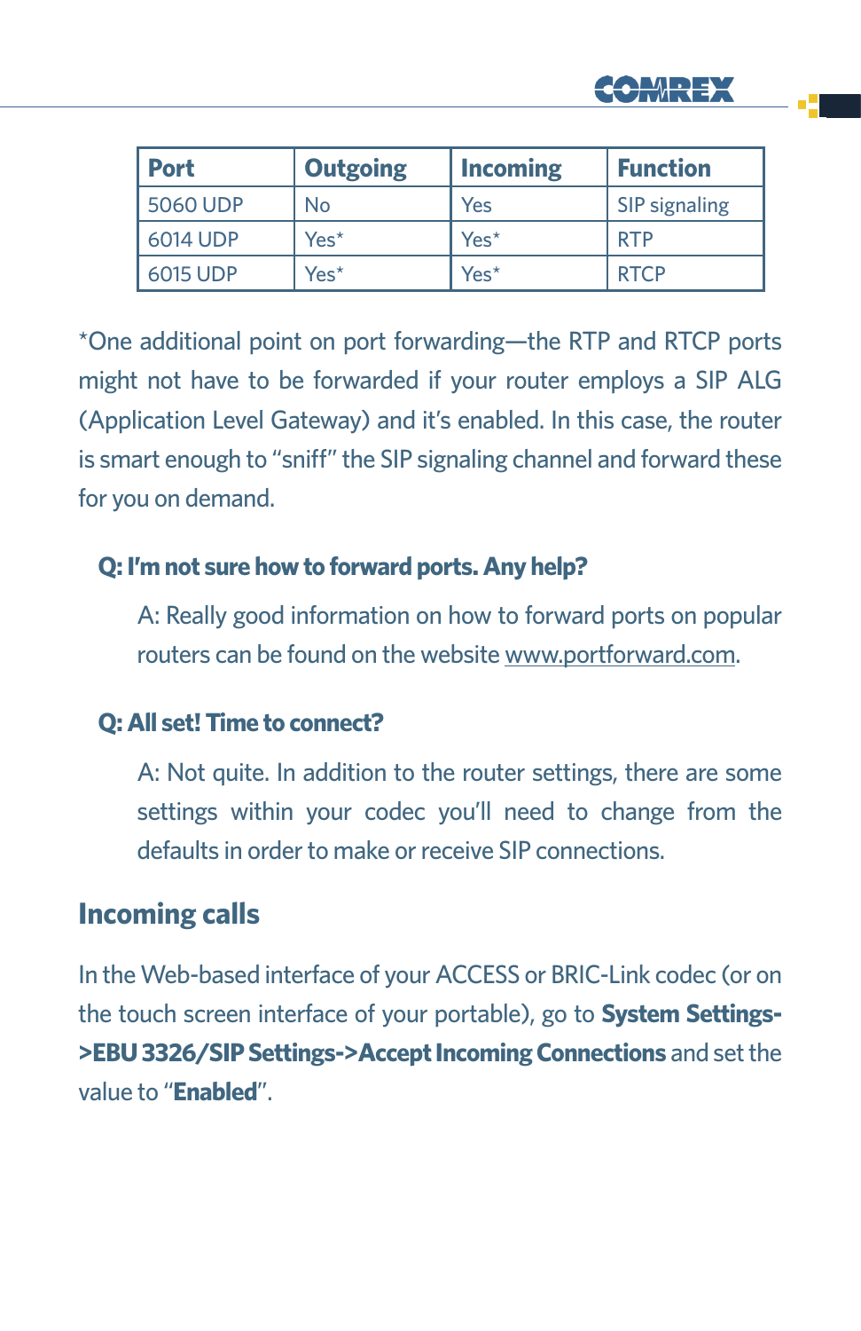| Port | Outgoing | Incoming | Function |
| --- | --- | --- | --- |
| 5060 UDP | No | Yes | SIP signaling |
| 6014 UDP | Yes* | Yes* | RTP |
| 6015 UDP | Yes* | Yes* | RTCP |

*One additional point on port forwarding—the RTP and RTCP ports might not have to be forwarded if your router employs a SIP ALG (Application Level Gateway) and it's enabled. In this case, the router is smart enough to "sniff" the SIP signaling channel and forward these for you on demand.

**Q: I'm not sure how to forward ports. Any help?**

A: Really good information on how to forward ports on popular routers can be found on the website www.portforward.com.

**Q: All set! Time to connect?**

A: Not quite. In addition to the router settings, there are some settings within your codec you'll need to change from the defaults in order to make or receive SIP connections.

## Incoming calls

In the Web-based interface of your ACCESS or BRIC-Link codec (or on the touch screen interface of your portable), go to **System Settings->EBU 3326/SIP Settings->Accept Incoming Connections** and set the value to "**Enabled**".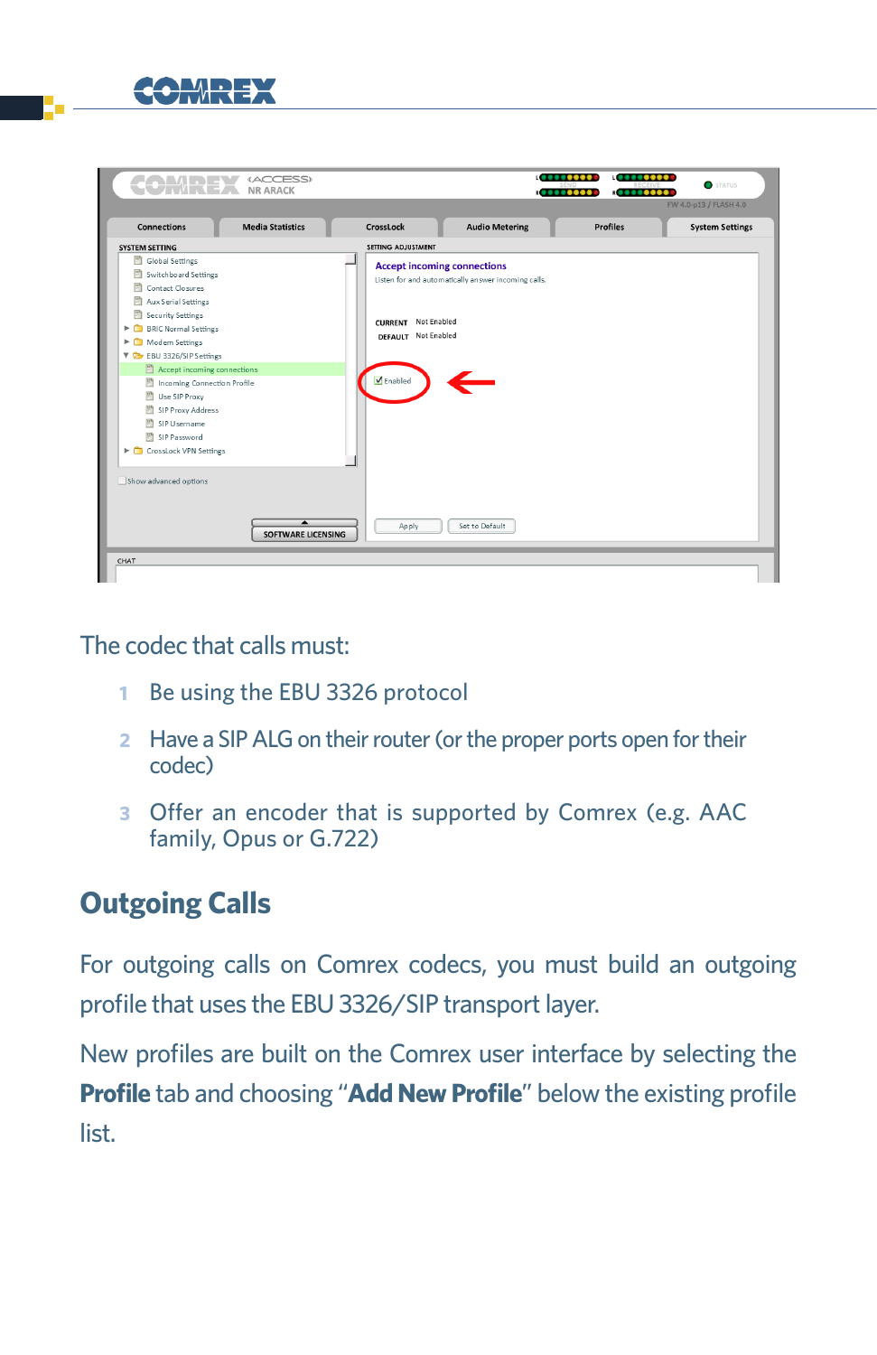The codec that calls must:

1. Be using the EBU 3326 protocol
2. Have a SIP ALG on their router (or the proper ports open for their codec)
3. Offer an encoder that is supported by Comrex (e.g. AAC family, Opus or G.722)

## Outgoing Calls

For outgoing calls on Comrex codecs, you must build an outgoing profile that uses the EBU 3326/SIP transport layer.

New profiles are built on the Comrex user interface by selecting the **Profile** tab and choosing "**Add New Profile**" below the existing profile list.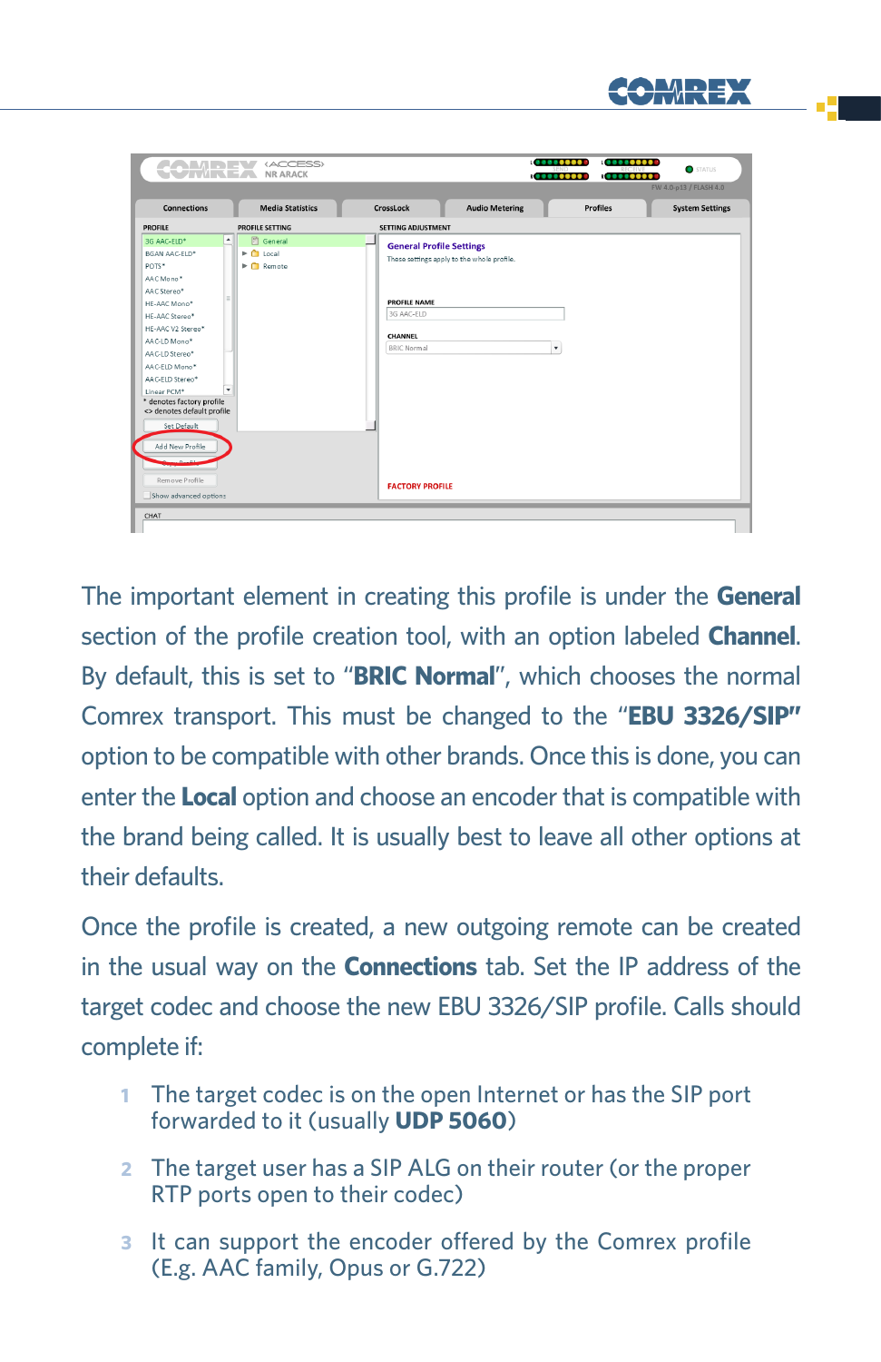The important element in creating this profile is under the **General** section of the profile creation tool, with an option labeled **Channel**. By default, this is set to "**BRIC Normal**", which chooses the normal Comrex transport. This must be changed to the "**EBU 3326/SIP"** option to be compatible with other brands. Once this is done, you can enter the **Local** option and choose an encoder that is compatible with the brand being called. It is usually best to leave all other options at their defaults.

Once the profile is created, a new outgoing remote can be created in the usual way on the **Connections** tab. Set the IP address of the target codec and choose the new EBU 3326/SIP profile. Calls should complete if:

1. The target codec is on the open Internet or has the SIP port forwarded to it (usually **UDP 5060**)
2. The target user has a SIP ALG on their router (or the proper RTP ports open to their codec)
3. It can support the encoder offered by the Comrex profile (E.g. AAC family, Opus or G.722)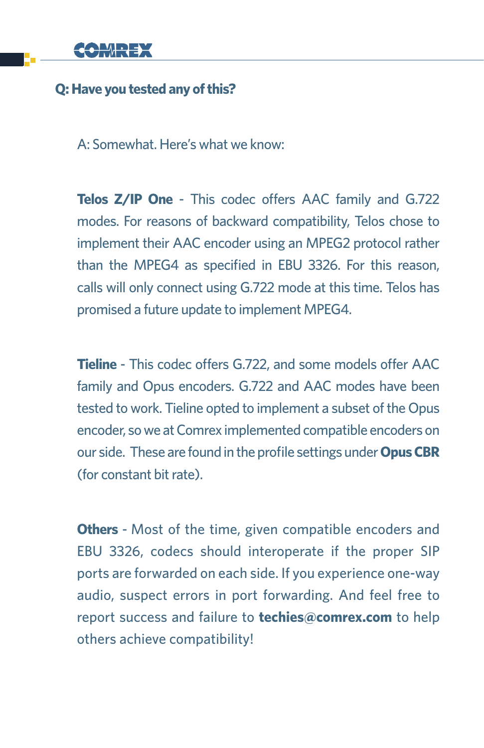**Q: Have you tested any of this?**

A: Somewhat. Here's what we know:

**Telos Z/IP One** - This codec offers AAC family and G.722 modes. For reasons of backward compatibility, Telos chose to implement their AAC encoder using an MPEG2 protocol rather than the MPEG4 as specified in EBU 3326. For this reason, calls will only connect using G.722 mode at this time. Telos has promised a future update to implement MPEG4.

**Tieline** - This codec offers G.722, and some models offer AAC family and Opus encoders. G.722 and AAC modes have been tested to work. Tieline opted to implement a subset of the Opus encoder, so we at Comrex implemented compatible encoders on our side. These are found in the profile settings under **Opus CBR** (for constant bit rate).

**Others** - Most of the time, given compatible encoders and EBU 3326, codecs should interoperate if the proper SIP ports are forwarded on each side. If you experience one-way audio, suspect errors in port forwarding. And feel free to report success and failure to **techies@comrex.com** to help others achieve compatibility!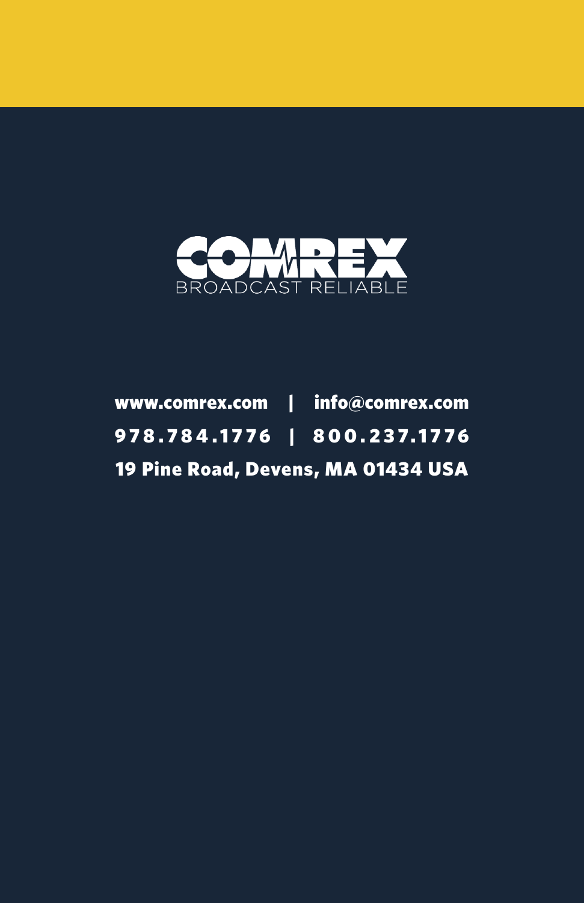COMREX

BROADCAST RELIABLE

**www.comrex.com | info@comrex.com**

**978.784.1776 | 800.237.1776**

**19 Pine Road, Devens, MA 01434 USA**